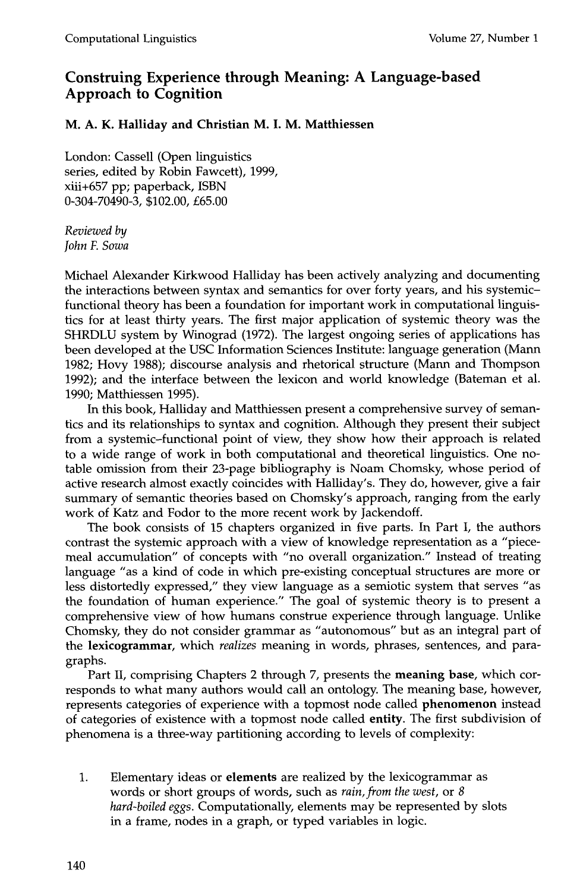# Construing Experience through Meaning: A Language-based Approach to Cognition

**M. A. K. Halliday and Christian M. I. M. Matthiessen**

London: Cassell (Open linguistics series, edited by Robin Fawcett), 1999, xiii+657 pp; paperback, ISBN 0-304-70490-3, $102.00, £65.00

*Reviewed by*
*John F. Sowa*

Michael Alexander Kirkwood Halliday has been actively analyzing and documenting the interactions between syntax and semantics for over forty years, and his systemic–functional theory has been a foundation for important work in computational linguistics for at least thirty years. The first major application of systemic theory was the SHRDLU system by Winograd (1972). The largest ongoing series of applications has been developed at the USC Information Sciences Institute: language generation (Mann 1982; Hovy 1988); discourse analysis and rhetorical structure (Mann and Thompson 1992); and the interface between the lexicon and world knowledge (Bateman et al. 1990; Matthiessen 1995).

In this book, Halliday and Matthiessen present a comprehensive survey of semantics and its relationships to syntax and cognition. Although they present their subject from a systemic–functional point of view, they show how their approach is related to a wide range of work in both computational and theoretical linguistics. One notable omission from their 23-page bibliography is Noam Chomsky, whose period of active research almost exactly coincides with Halliday's. They do, however, give a fair summary of semantic theories based on Chomsky's approach, ranging from the early work of Katz and Fodor to the more recent work by Jackendoff.

The book consists of 15 chapters organized in five parts. In Part I, the authors contrast the systemic approach with a view of knowledge representation as a "piecemeal accumulation" of concepts with "no overall organization." Instead of treating language "as a kind of code in which pre-existing conceptual structures are more or less distortedly expressed," they view language as a semiotic system that serves "as the foundation of human experience." The goal of systemic theory is to present a comprehensive view of how humans construe experience through language. Unlike Chomsky, they do not consider grammar as "autonomous" but as an integral part of the **lexicogrammar**, which *realizes* meaning in words, phrases, sentences, and paragraphs.

Part II, comprising Chapters 2 through 7, presents the **meaning base**, which corresponds to what many authors would call an ontology. The meaning base, however, represents categories of experience with a topmost node called **phenomenon** instead of categories of existence with a topmost node called **entity**. The first subdivision of phenomena is a three-way partitioning according to levels of complexity:

1. Elementary ideas or **elements** are realized by the lexicogrammar as words or short groups of words, such as *rain, from the west*, or *8 hard-boiled eggs*. Computationally, elements may be represented by slots in a frame, nodes in a graph, or typed variables in logic.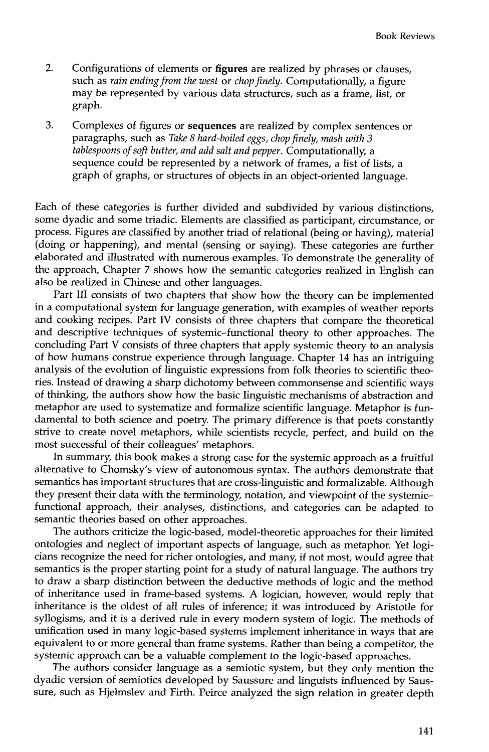2. Configurations of elements or **figures** are realized by phrases or clauses, such as *rain ending from the west* or *chop finely*. Computationally, a figure may be represented by various data structures, such as a frame, list, or graph.

3. Complexes of figures or **sequences** are realized by complex sentences or paragraphs, such as *Take 8 hard-boiled eggs, chop finely, mash with 3 tablespoons of soft butter, and add salt and pepper*. Computationally, a sequence could be represented by a network of frames, a list of lists, a graph of graphs, or structures of objects in an object-oriented language.

Each of these categories is further divided and subdivided by various distinctions, some dyadic and some triadic. Elements are classified as participant, circumstance, or process. Figures are classified by another triad of relational (being or having), material (doing or happening), and mental (sensing or saying). These categories are further elaborated and illustrated with numerous examples. To demonstrate the generality of the approach, Chapter 7 shows how the semantic categories realized in English can also be realized in Chinese and other languages.

Part III consists of two chapters that show how the theory can be implemented in a computational system for language generation, with examples of weather reports and cooking recipes. Part IV consists of three chapters that compare the theoretical and descriptive techniques of systemic–functional theory to other approaches. The concluding Part V consists of three chapters that apply systemic theory to an analysis of how humans construe experience through language. Chapter 14 has an intriguing analysis of the evolution of linguistic expressions from folk theories to scientific theories. Instead of drawing a sharp dichotomy between commonsense and scientific ways of thinking, the authors show how the basic linguistic mechanisms of abstraction and metaphor are used to systematize and formalize scientific language. Metaphor is fundamental to both science and poetry. The primary difference is that poets constantly strive to create novel metaphors, while scientists recycle, perfect, and build on the most successful of their colleagues' metaphors.

In summary, this book makes a strong case for the systemic approach as a fruitful alternative to Chomsky's view of autonomous syntax. The authors demonstrate that semantics has important structures that are cross-linguistic and formalizable. Although they present their data with the terminology, notation, and viewpoint of the systemic–functional approach, their analyses, distinctions, and categories can be adapted to semantic theories based on other approaches.

The authors criticize the logic-based, model-theoretic approaches for their limited ontologies and neglect of important aspects of language, such as metaphor. Yet logicians recognize the need for richer ontologies, and many, if not most, would agree that semantics is the proper starting point for a study of natural language. The authors try to draw a sharp distinction between the deductive methods of logic and the method of inheritance used in frame-based systems. A logician, however, would reply that inheritance is the oldest of all rules of inference; it was introduced by Aristotle for syllogisms, and it is a derived rule in every modern system of logic. The methods of unification used in many logic-based systems implement inheritance in ways that are equivalent to or more general than frame systems. Rather than being a competitor, the systemic approach can be a valuable complement to the logic-based approaches.

The authors consider language as a semiotic system, but they only mention the dyadic version of semiotics developed by Saussure and linguists influenced by Saussure, such as Hjelmslev and Firth. Peirce analyzed the sign relation in greater depth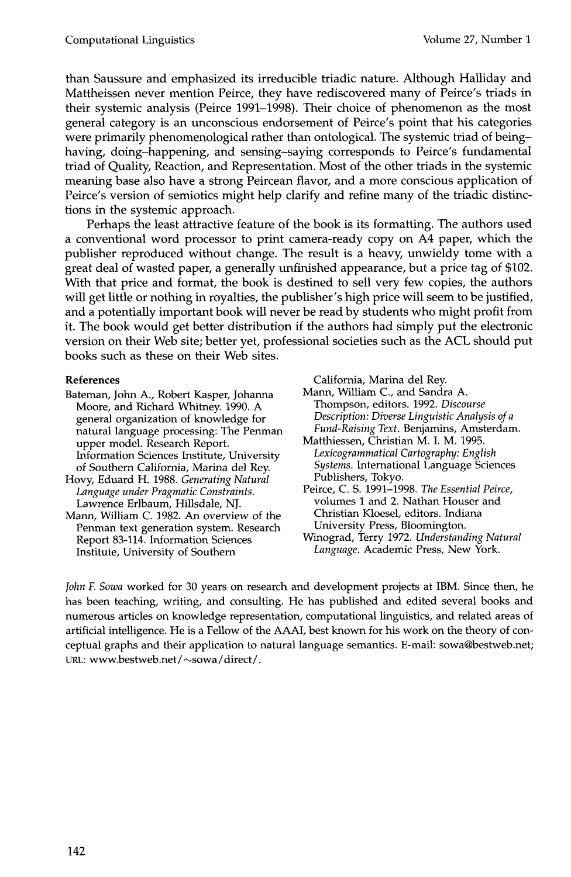than Saussure and emphasized its irreducible triadic nature. Although Halliday and Mattheissen never mention Peirce, they have rediscovered many of Peirce's triads in their systemic analysis (Peirce 1991–1998). Their choice of phenomenon as the most general category is an unconscious endorsement of Peirce's point that his categories were primarily phenomenological rather than ontological. The systemic triad of being–having, doing–happening, and sensing–saying corresponds to Peirce's fundamental triad of Quality, Reaction, and Representation. Most of the other triads in the systemic meaning base also have a strong Peircean flavor, and a more conscious application of Peirce's version of semiotics might help clarify and refine many of the triadic distinctions in the systemic approach.

Perhaps the least attractive feature of the book is its formatting. The authors used a conventional word processor to print camera-ready copy on A4 paper, which the publisher reproduced without change. The result is a heavy, unwieldy tome with a great deal of wasted paper, a generally unfinished appearance, but a price tag of $102. With that price and format, the book is destined to sell very few copies, the authors will get little or nothing in royalties, the publisher's high price will seem to be justified, and a potentially important book will never be read by students who might profit from it. The book would get better distribution if the authors had simply put the electronic version on their Web site; better yet, professional societies such as the ACL should put books such as these on their Web sites.

**References**

Bateman, John A., Robert Kasper, Johanna Moore, and Richard Whitney. 1990. A general organization of knowledge for natural language processing: The Penman upper model. Research Report. Information Sciences Institute, University of Southern California, Marina del Rey.

Hovy, Eduard H. 1988. *Generating Natural Language under Pragmatic Constraints.* Lawrence Erlbaum, Hillsdale, NJ.

Mann, William C. 1982. An overview of the Penman text generation system. Research Report 83-114. Information Sciences Institute, University of Southern California, Marina del Rey.

Mann, William C., and Sandra A. Thompson, editors. 1992. *Discourse Description: Diverse Linguistic Analysis of a Fund-Raising Text.* Benjamins, Amsterdam.

Matthiessen, Christian M. I. M. 1995. *Lexicogrammatical Cartography: English Systems.* International Language Sciences Publishers, Tokyo.

Peirce, C. S. 1991–1998. *The Essential Peirce,* volumes 1 and 2. Nathan Houser and Christian Kloesel, editors. Indiana University Press, Bloomington.

Winograd, Terry 1972. *Understanding Natural Language.* Academic Press, New York.

*John F. Sowa* worked for 30 years on research and development projects at IBM. Since then, he has been teaching, writing, and consulting. He has published and edited several books and numerous articles on knowledge representation, computational linguistics, and related areas of artificial intelligence. He is a Fellow of the AAAI, best known for his work on the theory of conceptual graphs and their application to natural language semantics. E-mail: sowa@bestweb.net; URL: www.bestweb.net/~sowa/direct/.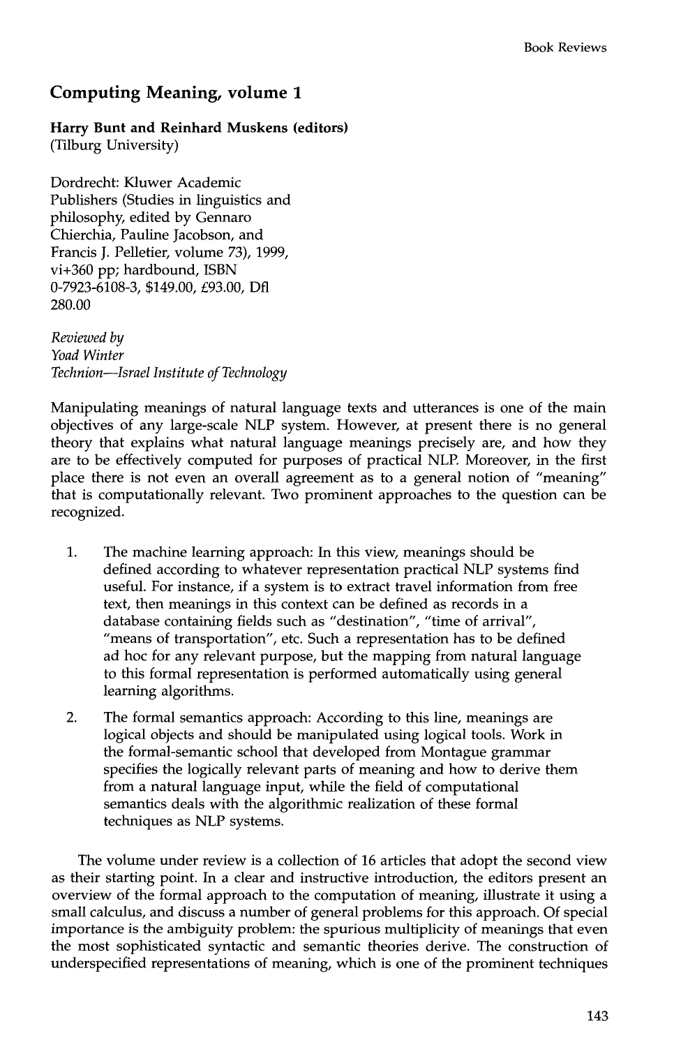## Computing Meaning, volume 1

**Harry Bunt and Reinhard Muskens (editors)**
(Tilburg University)

Dordrecht: Kluwer Academic Publishers (Studies in linguistics and philosophy, edited by Gennaro Chierchia, Pauline Jacobson, and Francis J. Pelletier, volume 73), 1999, vi+360 pp; hardbound, ISBN 0-7923-6108-3, $149.00, £93.00, Dfl 280.00

*Reviewed by*
*Yoad Winter*
*Technion—Israel Institute of Technology*

Manipulating meanings of natural language texts and utterances is one of the main objectives of any large-scale NLP system. However, at present there is no general theory that explains what natural language meanings precisely are, and how they are to be effectively computed for purposes of practical NLP. Moreover, in the first place there is not even an overall agreement as to a general notion of "meaning" that is computationally relevant. Two prominent approaches to the question can be recognized.

1. The machine learning approach: In this view, meanings should be defined according to whatever representation practical NLP systems find useful. For instance, if a system is to extract travel information from free text, then meanings in this context can be defined as records in a database containing fields such as "destination", "time of arrival", "means of transportation", etc. Such a representation has to be defined ad hoc for any relevant purpose, but the mapping from natural language to this formal representation is performed automatically using general learning algorithms.

2. The formal semantics approach: According to this line, meanings are logical objects and should be manipulated using logical tools. Work in the formal-semantic school that developed from Montague grammar specifies the logically relevant parts of meaning and how to derive them from a natural language input, while the field of computational semantics deals with the algorithmic realization of these formal techniques as NLP systems.

The volume under review is a collection of 16 articles that adopt the second view as their starting point. In a clear and instructive introduction, the editors present an overview of the formal approach to the computation of meaning, illustrate it using a small calculus, and discuss a number of general problems for this approach. Of special importance is the ambiguity problem: the spurious multiplicity of meanings that even the most sophisticated syntactic and semantic theories derive. The construction of underspecified representations of meaning, which is one of the prominent techniques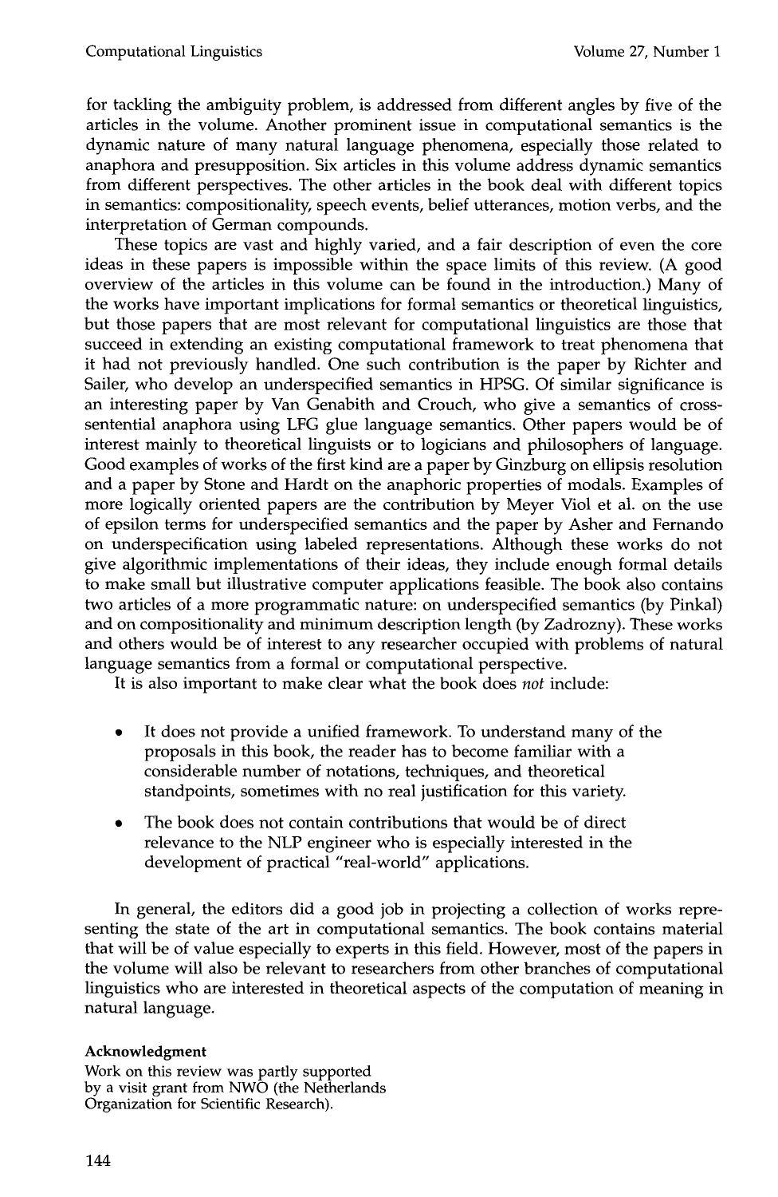for tackling the ambiguity problem, is addressed from different angles by five of the articles in the volume. Another prominent issue in computational semantics is the dynamic nature of many natural language phenomena, especially those related to anaphora and presupposition. Six articles in this volume address dynamic semantics from different perspectives. The other articles in the book deal with different topics in semantics: compositionality, speech events, belief utterances, motion verbs, and the interpretation of German compounds.

These topics are vast and highly varied, and a fair description of even the core ideas in these papers is impossible within the space limits of this review. (A good overview of the articles in this volume can be found in the introduction.) Many of the works have important implications for formal semantics or theoretical linguistics, but those papers that are most relevant for computational linguistics are those that succeed in extending an existing computational framework to treat phenomena that it had not previously handled. One such contribution is the paper by Richter and Sailer, who develop an underspecified semantics in HPSG. Of similar significance is an interesting paper by Van Genabith and Crouch, who give a semantics of cross-sentential anaphora using LFG glue language semantics. Other papers would be of interest mainly to theoretical linguists or to logicians and philosophers of language. Good examples of works of the first kind are a paper by Ginzburg on ellipsis resolution and a paper by Stone and Hardt on the anaphoric properties of modals. Examples of more logically oriented papers are the contribution by Meyer Viol et al. on the use of epsilon terms for underspecified semantics and the paper by Asher and Fernando on underspecification using labeled representations. Although these works do not give algorithmic implementations of their ideas, they include enough formal details to make small but illustrative computer applications feasible. The book also contains two articles of a more programmatic nature: on underspecified semantics (by Pinkal) and on compositionality and minimum description length (by Zadrozny). These works and others would be of interest to any researcher occupied with problems of natural language semantics from a formal or computational perspective.

It is also important to make clear what the book does *not* include:

- It does not provide a unified framework. To understand many of the proposals in this book, the reader has to become familiar with a considerable number of notations, techniques, and theoretical standpoints, sometimes with no real justification for this variety.
- The book does not contain contributions that would be of direct relevance to the NLP engineer who is especially interested in the development of practical "real-world" applications.

In general, the editors did a good job in projecting a collection of works representing the state of the art in computational semantics. The book contains material that will be of value especially to experts in this field. However, most of the papers in the volume will also be relevant to researchers from other branches of computational linguistics who are interested in theoretical aspects of the computation of meaning in natural language.

**Acknowledgment**

Work on this review was partly supported by a visit grant from NWO (the Netherlands Organization for Scientific Research).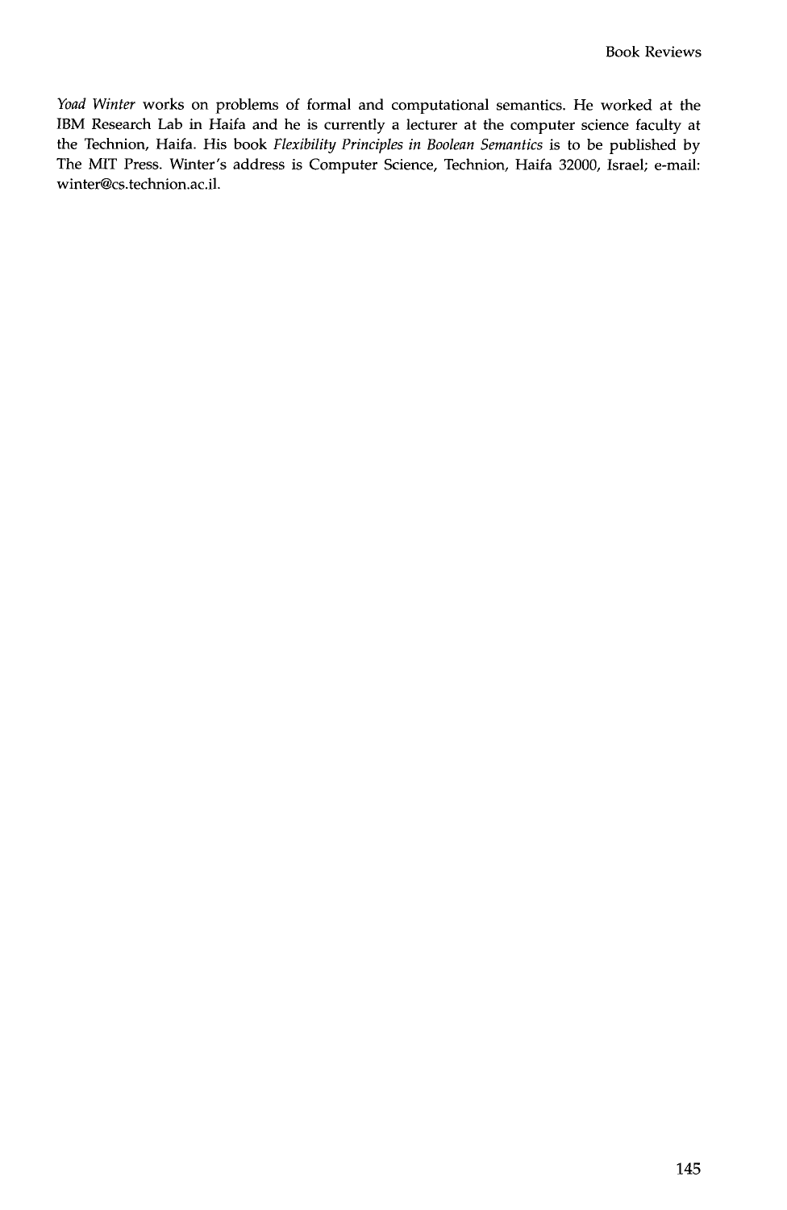*Yoad Winter* works on problems of formal and computational semantics. He worked at the IBM Research Lab in Haifa and he is currently a lecturer at the computer science faculty at the Technion, Haifa. His book *Flexibility Principles in Boolean Semantics* is to be published by The MIT Press. Winter's address is Computer Science, Technion, Haifa 32000, Israel; e-mail: winter@cs.technion.ac.il.